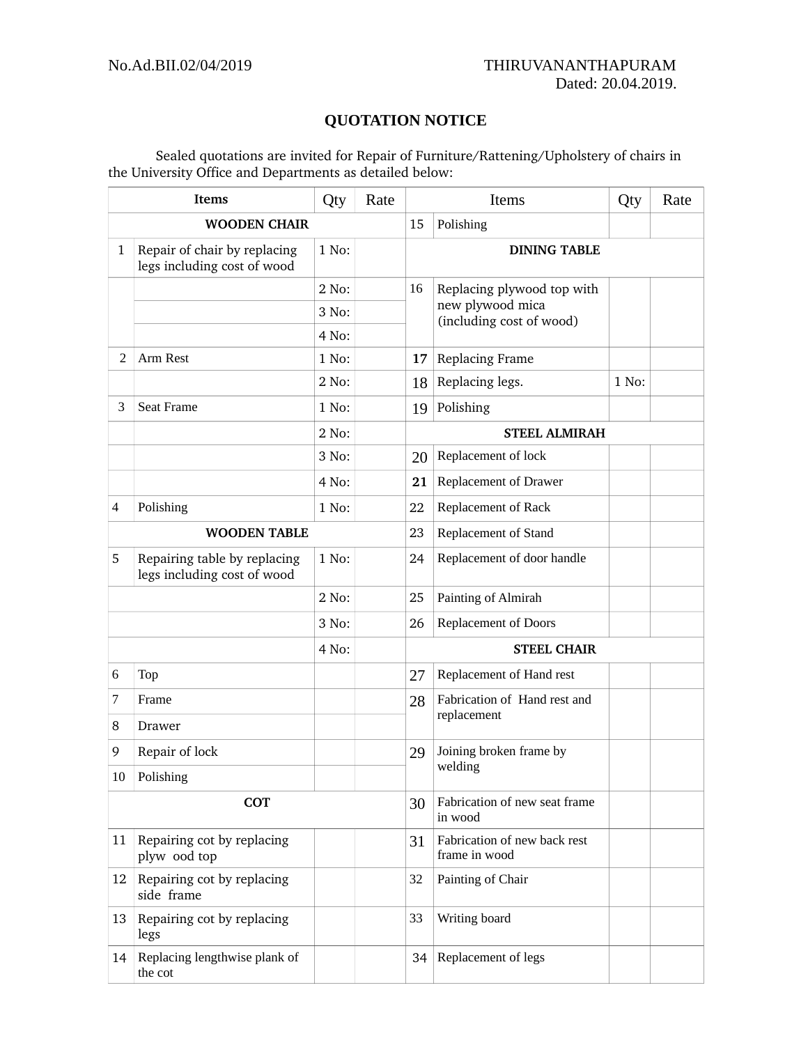No.Ad.BII.02/04/2019

THIRUVANANTHAPURAM
Dated: 20.04.2019.

## QUOTATION NOTICE

Sealed quotations are invited for Repair of Furniture/Rattening/Upholstery of chairs in the University Office and Departments as detailed below:

| | Items | Qty | Rate | | Items | Qty | Rate |
|---|---|---|---|---|---|---|---|
| | **WOODEN CHAIR** | | | 15 | Polishing | | |
| 1 | Repair of chair by replacing legs including cost of wood | 1 No: | | | **DINING TABLE** | | |
| | | 2 No: | | 16 | Replacing plywood top with new plywood mica (including cost of wood) | | |
| | | 3 No: | | | | | |
| | | 4 No: | | | | | |
| 2 | Arm Rest | 1 No: | | 17 | Replacing Frame | | |
| | | 2 No: | | 18 | Replacing legs. | 1 No: | |
| 3 | Seat Frame | 1 No: | | 19 | Polishing | | |
| | | 2 No: | | | **STEEL ALMIRAH** | | |
| | | 3 No: | | 20 | Replacement of lock | | |
| | | 4 No: | | 21 | Replacement of Drawer | | |
| 4 | Polishing | 1 No: | | 22 | Replacement of Rack | | |
| | **WOODEN TABLE** | | | 23 | Replacement of Stand | | |
| 5 | Repairing table by replacing legs including cost of wood | 1 No: | | 24 | Replacement of door handle | | |
| | | 2 No: | | 25 | Painting of Almirah | | |
| | | 3 No: | | 26 | Replacement of Doors | | |
| | | 4 No: | | | **STEEL CHAIR** | | |
| 6 | Top | | | 27 | Replacement of Hand rest | | |
| 7 | Frame | | | 28 | Fabrication of Hand rest and replacement | | |
| 8 | Drawer | | | | | | |
| 9 | Repair of lock | | | 29 | Joining broken frame by welding | | |
| 10 | Polishing | | | | | | |
| | **COT** | | | 30 | Fabrication of new seat frame in wood | | |
| 11 | Repairing cot by replacing plyw ood top | | | 31 | Fabrication of new back rest frame in wood | | |
| 12 | Repairing cot by replacing side frame | | | 32 | Painting of Chair | | |
| 13 | Repairing cot by replacing legs | | | 33 | Writing board | | |
| 14 | Replacing lengthwise plank of the cot | | | 34 | Replacement of legs | | |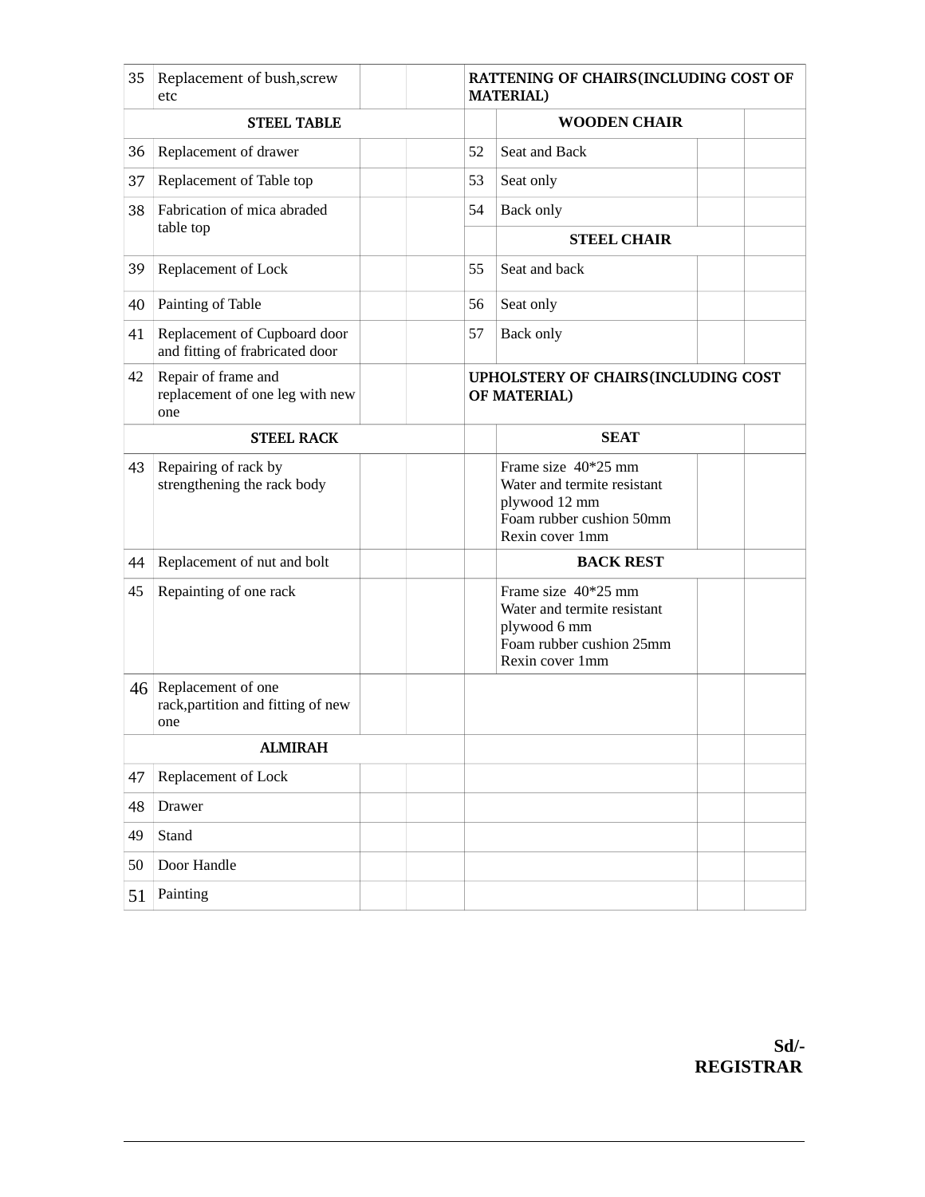| | | | | | | | |
|---|---|---|---|---|---|---|---|
| 35 | Replacement of bush,screw etc | | | **RATTENING OF CHAIRS(INCLUDING COST OF MATERIAL)** | | | |
| | **STEEL TABLE** | | | | **WOODEN CHAIR** | | |
| 36 | Replacement of drawer | | | 52 | Seat and Back | | |
| 37 | Replacement of Table top | | | 53 | Seat only | | |
| 38 | Fabrication of mica abraded table top | | | 54 | Back only | | |
| | | | | | **STEEL CHAIR** | | |
| 39 | Replacement of Lock | | | 55 | Seat and back | | |
| 40 | Painting of Table | | | 56 | Seat only | | |
| 41 | Replacement of Cupboard door and fitting of frabricated door | | | 57 | Back only | | |
| 42 | Repair of frame and replacement of one leg with new one | | | **UPHOLSTERY OF CHAIRS(INCLUDING COST OF MATERIAL)** | | | |
| | **STEEL RACK** | | | | **SEAT** | | |
| 43 | Repairing of rack by strengthening the rack body | | | | Frame size 40*25 mm Water and termite resistant plywood 12 mm Foam rubber cushion 50mm Rexin cover 1mm | | |
| 44 | Replacement of nut and bolt | | | | **BACK REST** | | |
| 45 | Repainting of one rack | | | | Frame size 40*25 mm Water and termite resistant plywood 6 mm Foam rubber cushion 25mm Rexin cover 1mm | | |
| 46 | Replacement of one rack,partition and fitting of new one | | | | | | |
| | **ALMIRAH** | | | | | | |
| 47 | Replacement of Lock | | | | | | |
| 48 | Drawer | | | | | | |
| 49 | Stand | | | | | | |
| 50 | Door Handle | | | | | | |
| 51 | Painting | | | | | | |

**Sd/-**
**REGISTRAR**